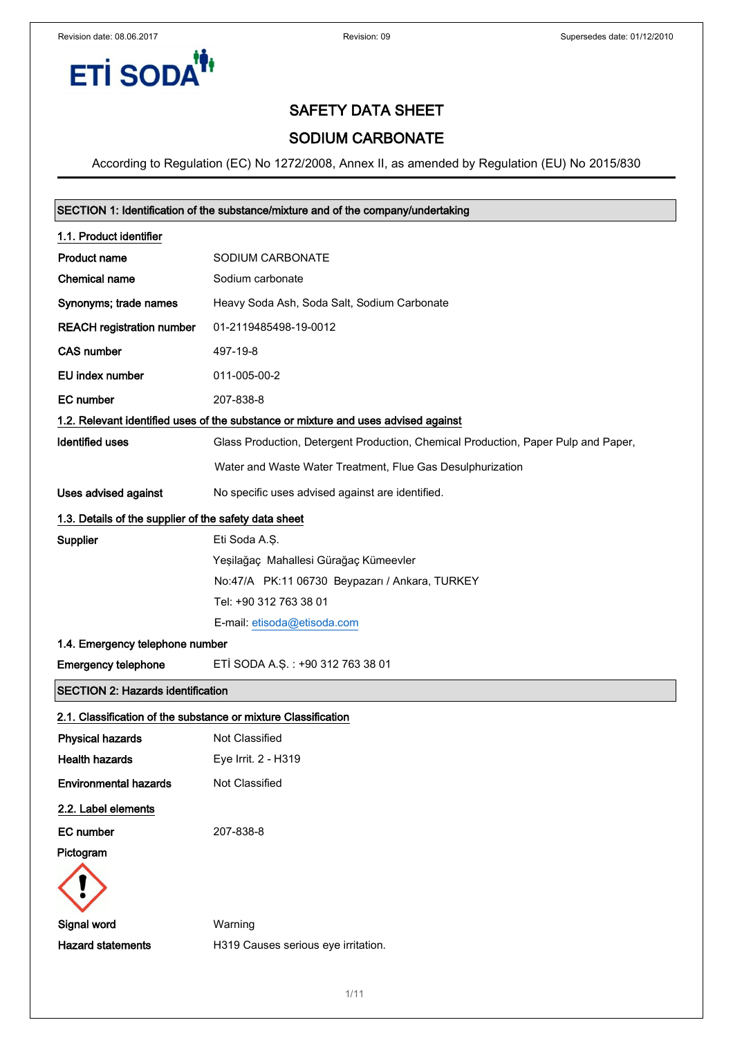Revision date: 08.06.2017 Revision: 09 Supersedes date: 01/12/2010

ETİ SODA

# SAFETY DATA SHEET

# SODIUM CARBONATE

According to Regulation (EC) No 1272/2008, Annex II, as amended by Regulation (EU) No 2015/830

## SECTION 1: Identification of the substance/mixture and of the company/undertaking

### 1.1. Product identifier

| | |
|---|---|
| **Product name** | SODIUM CARBONATE |
| **Chemical name** | Sodium carbonate |
| **Synonyms; trade names** | Heavy Soda Ash, Soda Salt, Sodium Carbonate |
| **REACH registration number** | 01-2119485498-19-0012 |
| **CAS number** | 497-19-8 |
| **EU index number** | 011-005-00-2 |
| **EC number** | 207-838-8 |

### 1.2. Relevant identified uses of the substance or mixture and uses advised against

| | |
|---|---|
| **Identified uses** | Glass Production, Detergent Production, Chemical Production, Paper Pulp and Paper, Water and Waste Water Treatment, Flue Gas Desulphurization |
| **Uses advised against** | No specific uses advised against are identified. |

### 1.3. Details of the supplier of the safety data sheet

**Supplier**

Eti Soda A.Ş.
Yeşilağaç Mahallesi Güraağaç Kümeevler
No:47/A PK:11 06730 Beypazarı / Ankara, TURKEY
Tel: +90 312 763 38 01
E-mail: etisoda@etisoda.com

### 1.4. Emergency telephone number

**Emergency telephone** ETİ SODA A.Ş. : +90 312 763 38 01

## SECTION 2: Hazards identification

### 2.1. Classification of the substance or mixture Classification

| | |
|---|---|
| **Physical hazards** | Not Classified |
| **Health hazards** | Eye Irrit. 2 - H319 |
| **Environmental hazards** | Not Classified |

### 2.2. Label elements

**EC number** 207-838-8

**Pictogram**

**Signal word** Warning

**Hazard statements** H319 Causes serious eye irritation.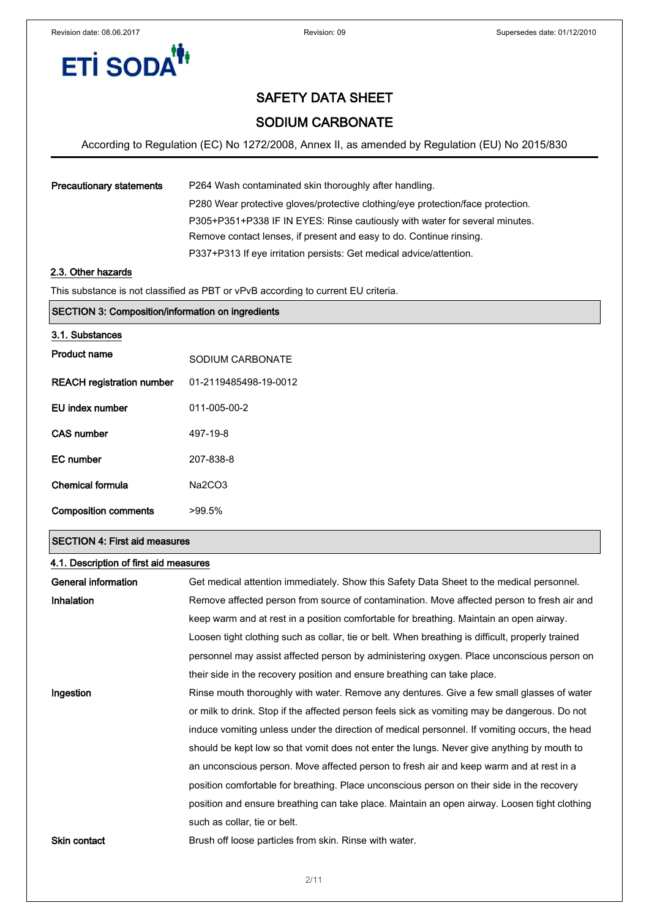| | |
|---|---|
| **Precautionary statements** | P264 Wash contaminated skin thoroughly after handling.<br>P280 Wear protective gloves/protective clothing/eye protection/face protection.<br>P305+P351+P338 IF IN EYES: Rinse cautiously with water for several minutes. Remove contact lenses, if present and easy to do. Continue rinsing.<br>P337+P313 If eye irritation persists: Get medical advice/attention. |

### 2.3. Other hazards

This substance is not classified as PBT or vPvB according to current EU criteria.

## SECTION 3: Composition/information on ingredients

### 3.1. Substances

| | |
|---|---|
| **Product name** | SODIUM CARBONATE |
| **REACH registration number** | 01-2119485498-19-0012 |
| **EU index number** | 011-005-00-2 |
| **CAS number** | 497-19-8 |
| **EC number** | 207-838-8 |
| **Chemical formula** | $Na_2CO_3$ |
| **Composition comments** | >99.5% |

## SECTION 4: First aid measures

### 4.1. Description of first aid measures

| | |
|---|---|
| **General information** | Get medical attention immediately. Show this Safety Data Sheet to the medical personnel. |
| **Inhalation** | Remove affected person from source of contamination. Move affected person to fresh air and keep warm and at rest in a position comfortable for breathing. Maintain an open airway. Loosen tight clothing such as collar, tie or belt. When breathing is difficult, properly trained personnel may assist affected person by administering oxygen. Place unconscious person on their side in the recovery position and ensure breathing can take place. |
| **Ingestion** | Rinse mouth thoroughly with water. Remove any dentures. Give a few small glasses of water or milk to drink. Stop if the affected person feels sick as vomiting may be dangerous. Do not induce vomiting unless under the direction of medical personnel. If vomiting occurs, the head should be kept low so that vomit does not enter the lungs. Never give anything by mouth to an unconscious person. Move affected person to fresh air and keep warm and at rest in a position comfortable for breathing. Place unconscious person on their side in the recovery position and ensure breathing can take place. Maintain an open airway. Loosen tight clothing such as collar, tie or belt. |
| **Skin contact** | Brush off loose particles from skin. Rinse with water. |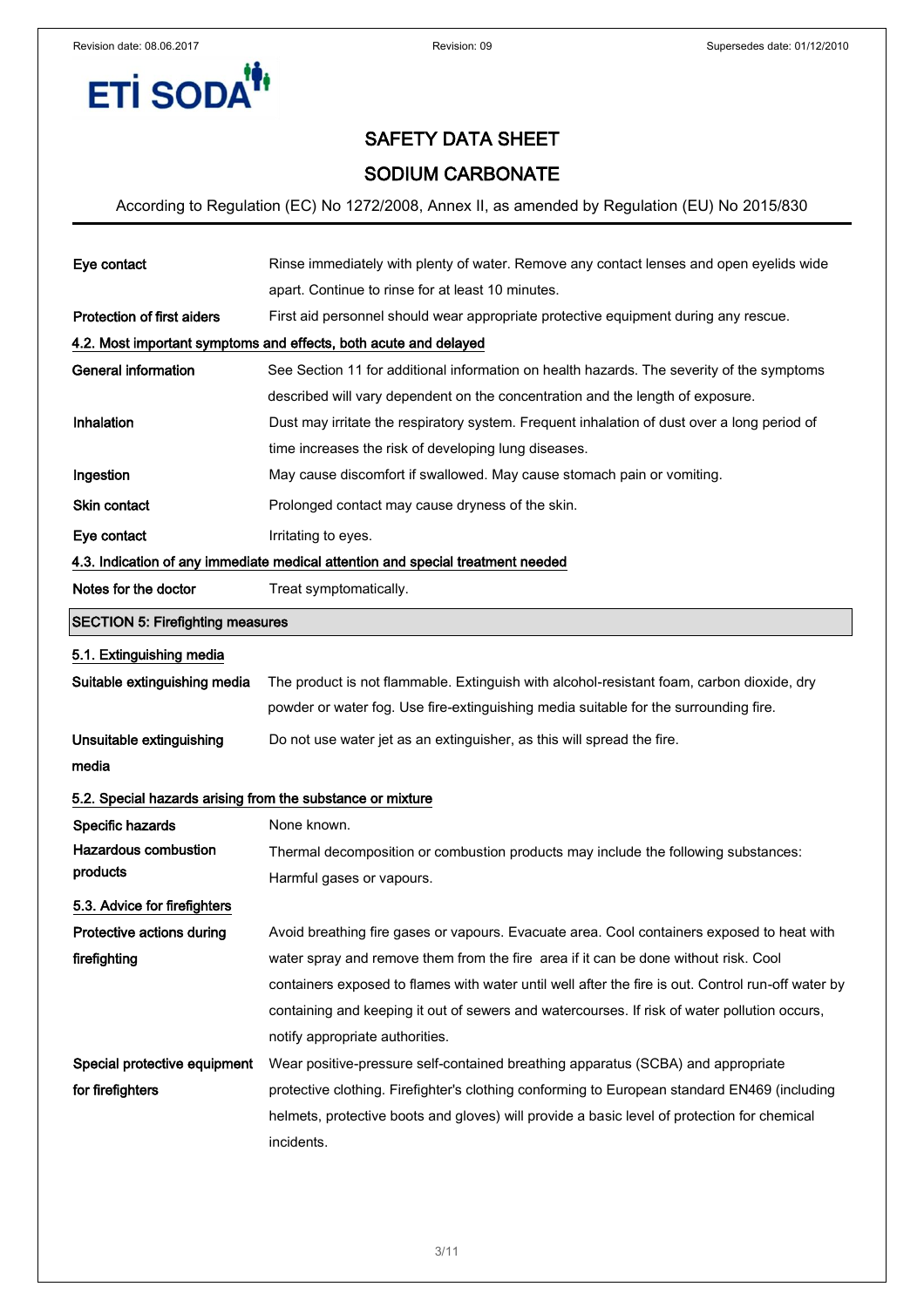| | |
|---|---|
| **Eye contact** | Rinse immediately with plenty of water. Remove any contact lenses and open eyelids wide apart. Continue to rinse for at least 10 minutes. |
| **Protection of first aiders** | First aid personnel should wear appropriate protective equipment during any rescue. |

### 4.2. Most important symptoms and effects, both acute and delayed

| | |
|---|---|
| **General information** | See Section 11 for additional information on health hazards. The severity of the symptoms described will vary dependent on the concentration and the length of exposure. |
| **Inhalation** | Dust may irritate the respiratory system. Frequent inhalation of dust over a long period of time increases the risk of developing lung diseases. |
| **Ingestion** | May cause discomfort if swallowed. May cause stomach pain or vomiting. |
| **Skin contact** | Prolonged contact may cause dryness of the skin. |
| **Eye contact** | Irritating to eyes. |

### 4.3. Indication of any immediate medical attention and special treatment needed

| | |
|---|---|
| **Notes for the doctor** | Treat symptomatically. |

## SECTION 5: Firefighting measures

### 5.1. Extinguishing media

| | |
|---|---|
| **Suitable extinguishing media** | The product is not flammable. Extinguish with alcohol-resistant foam, carbon dioxide, dry powder or water fog. Use fire-extinguishing media suitable for the surrounding fire. |
| **Unsuitable extinguishing media** | Do not use water jet as an extinguisher, as this will spread the fire. |

### 5.2. Special hazards arising from the substance or mixture

| | |
|---|---|
| **Specific hazards** | None known. |
| **Hazardous combustion products** | Thermal decomposition or combustion products may include the following substances: Harmful gases or vapours. |

### 5.3. Advice for firefighters

| | |
|---|---|
| **Protective actions during firefighting** | Avoid breathing fire gases or vapours. Evacuate area. Cool containers exposed to heat with water spray and remove them from the fire area if it can be done without risk. Cool containers exposed to flames with water until well after the fire is out. Control run-off water by containing and keeping it out of sewers and watercourses. If risk of water pollution occurs, notify appropriate authorities. |
| **Special protective equipment for firefighters** | Wear positive-pressure self-contained breathing apparatus (SCBA) and appropriate protective clothing. Firefighter's clothing conforming to European standard EN469 (including helmets, protective boots and gloves) will provide a basic level of protection for chemical incidents. |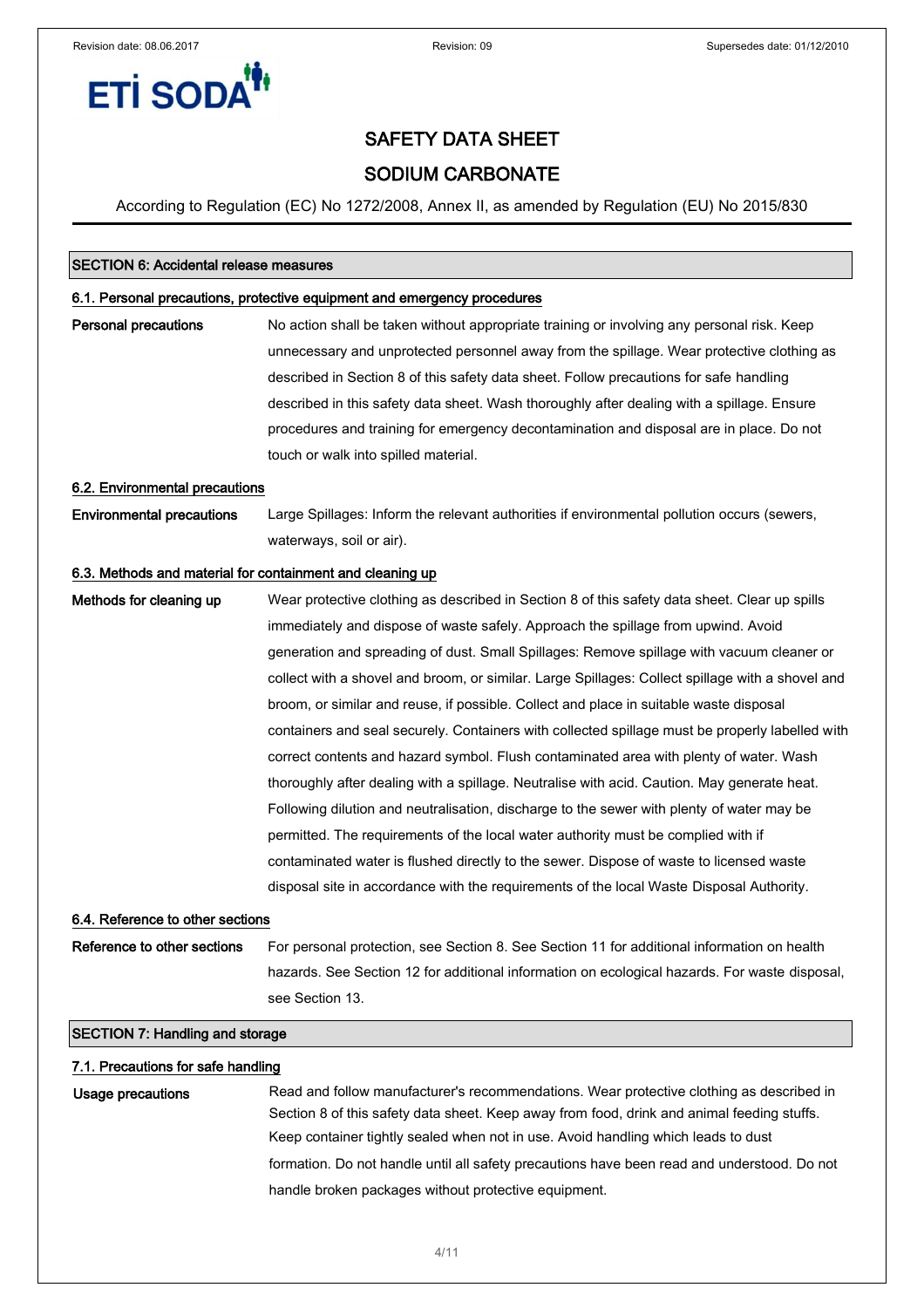## SECTION 6: Accidental release measures

### 6.1. Personal precautions, protective equipment and emergency procedures

**Personal precautions** No action shall be taken without appropriate training or involving any personal risk. Keep unnecessary and unprotected personnel away from the spillage. Wear protective clothing as described in Section 8 of this safety data sheet. Follow precautions for safe handling described in this safety data sheet. Wash thoroughly after dealing with a spillage. Ensure procedures and training for emergency decontamination and disposal are in place. Do not touch or walk into spilled material.

### 6.2. Environmental precautions

**Environmental precautions** Large Spillages: Inform the relevant authorities if environmental pollution occurs (sewers, waterways, soil or air).

### 6.3. Methods and material for containment and cleaning up

**Methods for cleaning up** Wear protective clothing as described in Section 8 of this safety data sheet. Clear up spills immediately and dispose of waste safely. Approach the spillage from upwind. Avoid generation and spreading of dust. Small Spillages: Remove spillage with vacuum cleaner or collect with a shovel and broom, or similar. Large Spillages: Collect spillage with a shovel and broom, or similar and reuse, if possible. Collect and place in suitable waste disposal containers and seal securely. Containers with collected spillage must be properly labelled with correct contents and hazard symbol. Flush contaminated area with plenty of water. Wash thoroughly after dealing with a spillage. Neutralise with acid. Caution. May generate heat. Following dilution and neutralisation, discharge to the sewer with plenty of water may be permitted. The requirements of the local water authority must be complied with if contaminated water is flushed directly to the sewer. Dispose of waste to licensed waste disposal site in accordance with the requirements of the local Waste Disposal Authority.

### 6.4. Reference to other sections

**Reference to other sections** For personal protection, see Section 8. See Section 11 for additional information on health hazards. See Section 12 for additional information on ecological hazards. For waste disposal, see Section 13.

## SECTION 7: Handling and storage

### 7.1. Precautions for safe handling

**Usage precautions** Read and follow manufacturer's recommendations. Wear protective clothing as described in Section 8 of this safety data sheet. Keep away from food, drink and animal feeding stuffs. Keep container tightly sealed when not in use. Avoid handling which leads to dust formation. Do not handle until all safety precautions have been read and understood. Do not handle broken packages without protective equipment.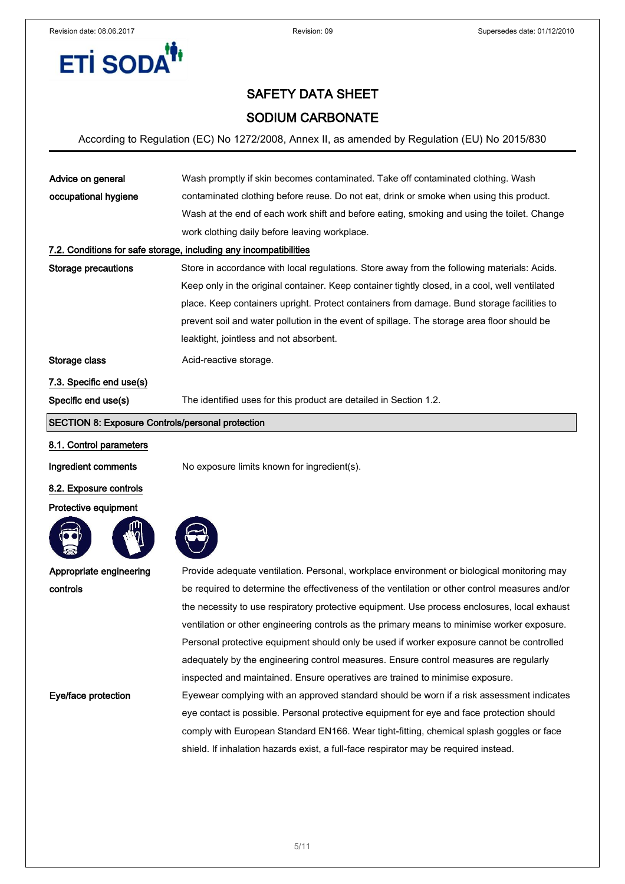# SAFETY DATA SHEET

## SODIUM CARBONATE

According to Regulation (EC) No 1272/2008, Annex II, as amended by Regulation (EU) No 2015/830

**Advice on general occupational hygiene** Wash promptly if skin becomes contaminated. Take off contaminated clothing. Wash contaminated clothing before reuse. Do not eat, drink or smoke when using this product. Wash at the end of each work shift and before eating, smoking and using the toilet. Change work clothing daily before leaving workplace.

### 7.2. Conditions for safe storage, including any incompatibilities

**Storage precautions** Store in accordance with local regulations. Store away from the following materials: Acids. Keep only in the original container. Keep container tightly closed, in a cool, well ventilated place. Keep containers upright. Protect containers from damage. Bund storage facilities to prevent soil and water pollution in the event of spillage. The storage area floor should be leaktight, jointless and not absorbent.

**Storage class** Acid-reactive storage.

### 7.3. Specific end use(s)

**Specific end use(s)** The identified uses for this product are detailed in Section 1.2.

## SECTION 8: Exposure Controls/personal protection

### 8.1. Control parameters

**Ingredient comments** No exposure limits known for ingredient(s).

### 8.2. Exposure controls

**Protective equipment**

**Appropriate engineering controls** Provide adequate ventilation. Personal, workplace environment or biological monitoring may be required to determine the effectiveness of the ventilation or other control measures and/or the necessity to use respiratory protective equipment. Use process enclosures, local exhaust ventilation or other engineering controls as the primary means to minimise worker exposure. Personal protective equipment should only be used if worker exposure cannot be controlled adequately by the engineering control measures. Ensure control measures are regularly inspected and maintained. Ensure operatives are trained to minimise exposure.

**Eye/face protection** Eyewear complying with an approved standard should be worn if a risk assessment indicates eye contact is possible. Personal protective equipment for eye and face protection should comply with European Standard EN166. Wear tight-fitting, chemical splash goggles or face shield. If inhalation hazards exist, a full-face respirator may be required instead.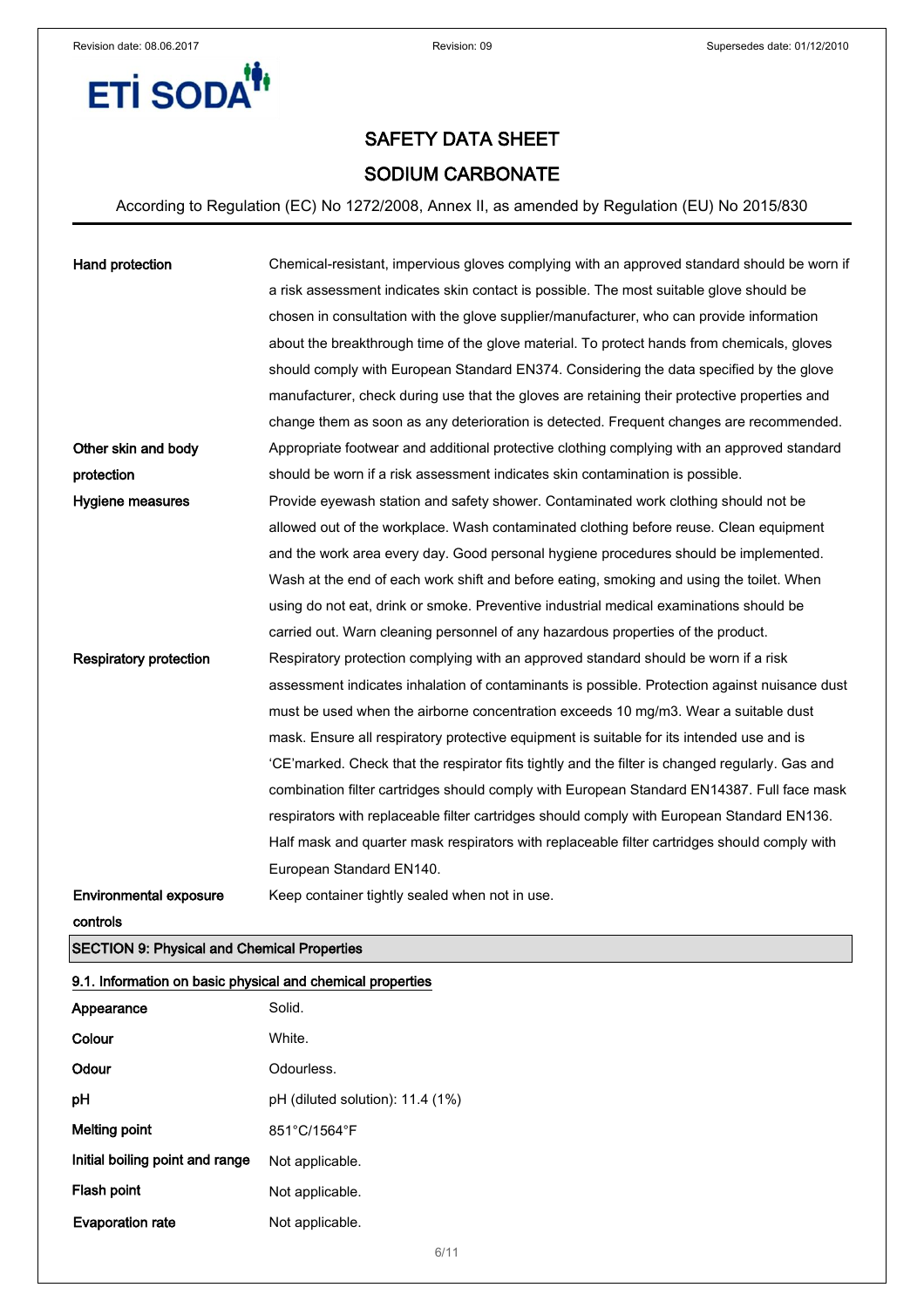| | |
|---|---|
| **Hand protection** | Chemical-resistant, impervious gloves complying with an approved standard should be worn if a risk assessment indicates skin contact is possible. The most suitable glove should be chosen in consultation with the glove supplier/manufacturer, who can provide information about the breakthrough time of the glove material. To protect hands from chemicals, gloves should comply with European Standard EN374. Considering the data specified by the glove manufacturer, check during use that the gloves are retaining their protective properties and change them as soon as any deterioration is detected. Frequent changes are recommended. |
| **Other skin and body protection** | Appropriate footwear and additional protective clothing complying with an approved standard should be worn if a risk assessment indicates skin contamination is possible. |
| **Hygiene measures** | Provide eyewash station and safety shower. Contaminated work clothing should not be allowed out of the workplace. Wash contaminated clothing before reuse. Clean equipment and the work area every day. Good personal hygiene procedures should be implemented. Wash at the end of each work shift and before eating, smoking and using the toilet. When using do not eat, drink or smoke. Preventive industrial medical examinations should be carried out. Warn cleaning personnel of any hazardous properties of the product. |
| **Respiratory protection** | Respiratory protection complying with an approved standard should be worn if a risk assessment indicates inhalation of contaminants is possible. Protection against nuisance dust must be used when the airborne concentration exceeds 10 mg/m3. Wear a suitable dust mask. Ensure all respiratory protective equipment is suitable for its intended use and is 'CE'marked. Check that the respirator fits tightly and the filter is changed regularly. Gas and combination filter cartridges should comply with European Standard EN14387. Full face mask respirators with replaceable filter cartridges should comply with European Standard EN136. Half mask and quarter mask respirators with replaceable filter cartridges should comply with European Standard EN140. |
| **Environmental exposure controls** | Keep container tightly sealed when not in use. |

## SECTION 9: Physical and Chemical Properties

### 9.1. Information on basic physical and chemical properties

| | |
|---|---|
| **Appearance** | Solid. |
| **Colour** | White. |
| **Odour** | Odourless. |
| **pH** | pH (diluted solution): 11.4 (1%) |
| **Melting point** | 851°C/1564°F |
| **Initial boiling point and range** | Not applicable. |
| **Flash point** | Not applicable. |
| **Evaporation rate** | Not applicable. |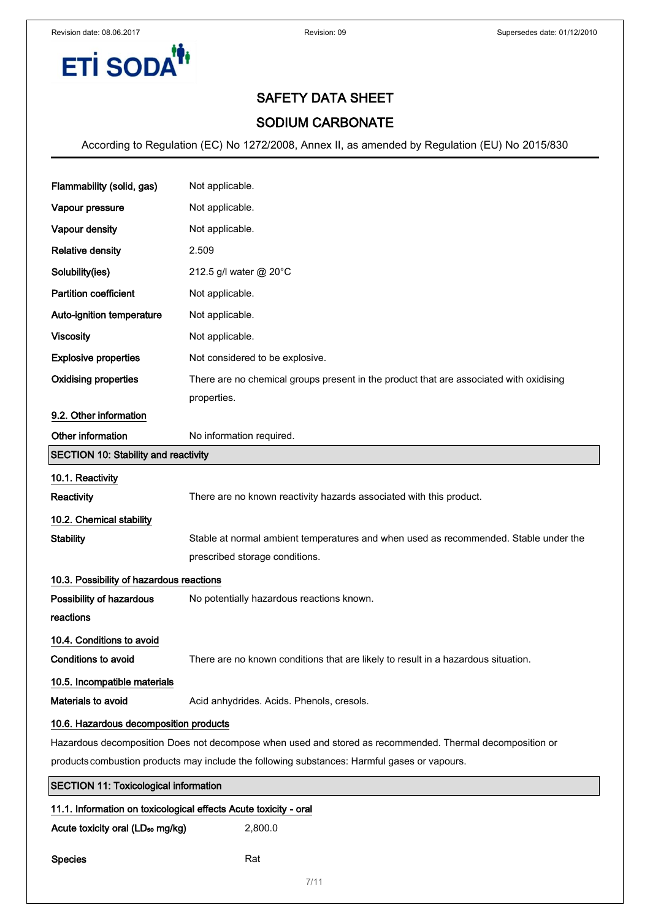| | |
|---|---|
| **Flammability (solid, gas)** | Not applicable. |
| **Vapour pressure** | Not applicable. |
| **Vapour density** | Not applicable. |
| **Relative density** | 2.509 |
| **Solubility(ies)** | 212.5 g/l water @ 20°C |
| **Partition coefficient** | Not applicable. |
| **Auto-ignition temperature** | Not applicable. |
| **Viscosity** | Not applicable. |
| **Explosive properties** | Not considered to be explosive. |
| **Oxidising properties** | There are no chemical groups present in the product that are associated with oxidising properties. |

### 9.2. Other information

| | |
|---|---|
| **Other information** | No information required. |

## SECTION 10: Stability and reactivity

### 10.1. Reactivity

| | |
|---|---|
| **Reactivity** | There are no known reactivity hazards associated with this product. |

### 10.2. Chemical stability

| | |
|---|---|
| **Stability** | Stable at normal ambient temperatures and when used as recommended. Stable under the prescribed storage conditions. |

### 10.3. Possibility of hazardous reactions

| | |
|---|---|
| **Possibility of hazardous reactions** | No potentially hazardous reactions known. |

### 10.4. Conditions to avoid

| | |
|---|---|
| **Conditions to avoid** | There are no known conditions that are likely to result in a hazardous situation. |

### 10.5. Incompatible materials

| | |
|---|---|
| **Materials to avoid** | Acid anhydrides. Acids. Phenols, cresols. |

### 10.6. Hazardous decomposition products

Hazardous decomposition products Does not decompose when used and stored as recommended. Thermal decomposition or combustion products may include the following substances: Harmful gases or vapours.

## SECTION 11: Toxicological information

### 11.1. Information on toxicological effects Acute toxicity - oral

| | |
|---|---|
| **Acute toxicity oral ($LD_{50}$ mg/kg)** | 2,800.0 |
| **Species** | Rat |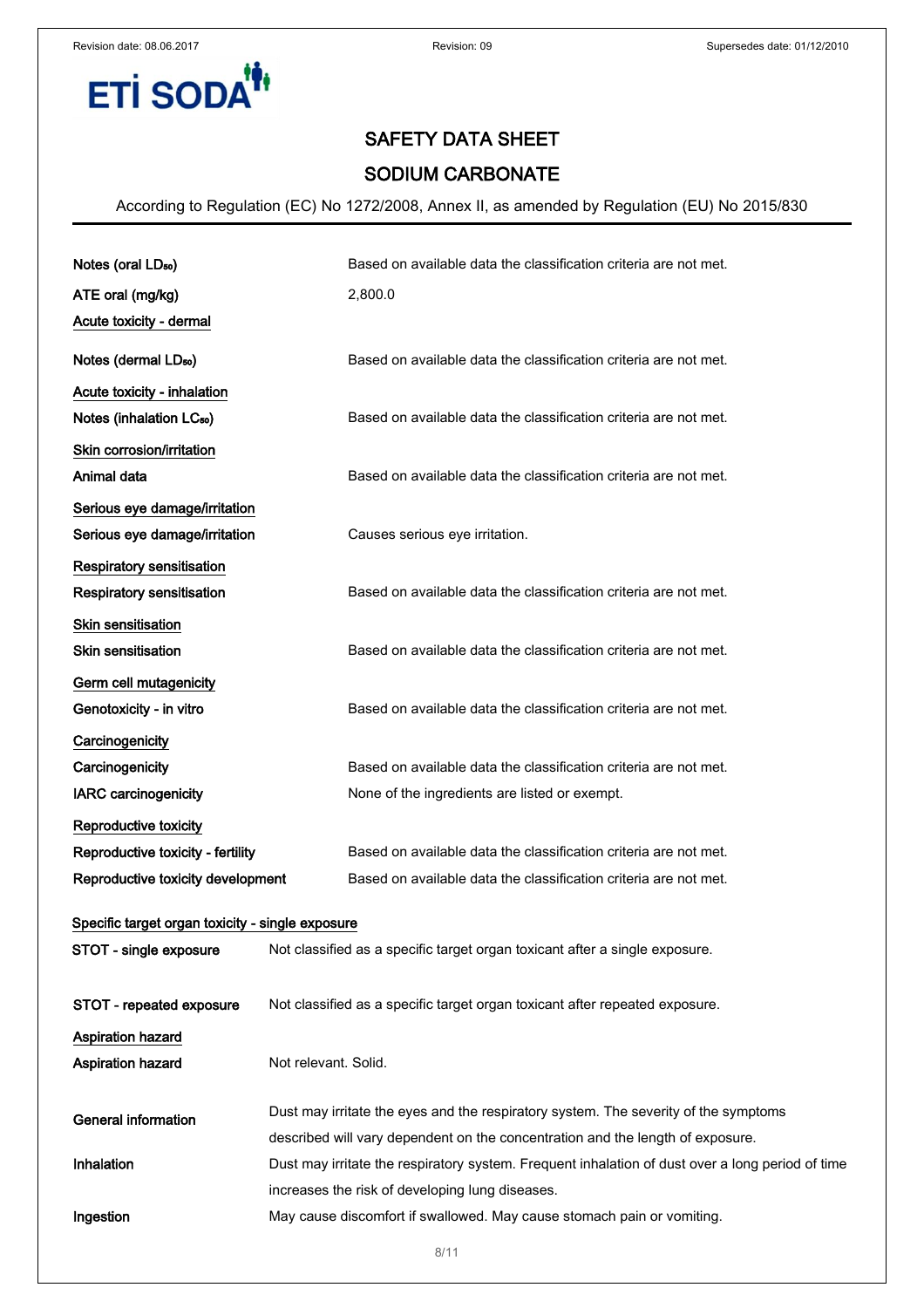| | |
|---|---|
| Notes (oral $LD_{50}$) | Based on available data the classification criteria are not met. |
| ATE oral (mg/kg) | 2,800.0 |

<u>Acute toxicity - dermal</u>

| | |
|---|---|
| Notes (dermal $LD_{50}$) | Based on available data the classification criteria are not met. |

<u>Acute toxicity - inhalation</u>

| | |
|---|---|
| Notes (inhalation $LC_{50}$) | Based on available data the classification criteria are not met. |

<u>Skin corrosion/irritation</u>

| | |
|---|---|
| Animal data | Based on available data the classification criteria are not met. |

<u>Serious eye damage/irritation</u>

| | |
|---|---|
| Serious eye damage/irritation | Causes serious eye irritation. |

<u>Respiratory sensitisation</u>

| | |
|---|---|
| Respiratory sensitisation | Based on available data the classification criteria are not met. |

<u>Skin sensitisation</u>

| | |
|---|---|
| Skin sensitisation | Based on available data the classification criteria are not met. |

<u>Germ cell mutagenicity</u>

| | |
|---|---|
| Genotoxicity - in vitro | Based on available data the classification criteria are not met. |

<u>Carcinogenicity</u>

| | |
|---|---|
| Carcinogenicity | Based on available data the classification criteria are not met. |
| IARC carcinogenicity | None of the ingredients are listed or exempt. |

<u>Reproductive toxicity</u>

| | |
|---|---|
| Reproductive toxicity - fertility | Based on available data the classification criteria are not met. |
| Reproductive toxicity development | Based on available data the classification criteria are not met. |

<u>Specific target organ toxicity - single exposure</u>

| | |
|---|---|
| STOT - single exposure | Not classified as a specific target organ toxicant after a single exposure. |
| STOT - repeated exposure | Not classified as a specific target organ toxicant after repeated exposure. |

<u>Aspiration hazard</u>

| | |
|---|---|
| Aspiration hazard | Not relevant. Solid. |
| General information | Dust may irritate the eyes and the respiratory system. The severity of the symptoms described will vary dependent on the concentration and the length of exposure. |
| Inhalation | Dust may irritate the respiratory system. Frequent inhalation of dust over a long period of time increases the risk of developing lung diseases. |
| Ingestion | May cause discomfort if swallowed. May cause stomach pain or vomiting. |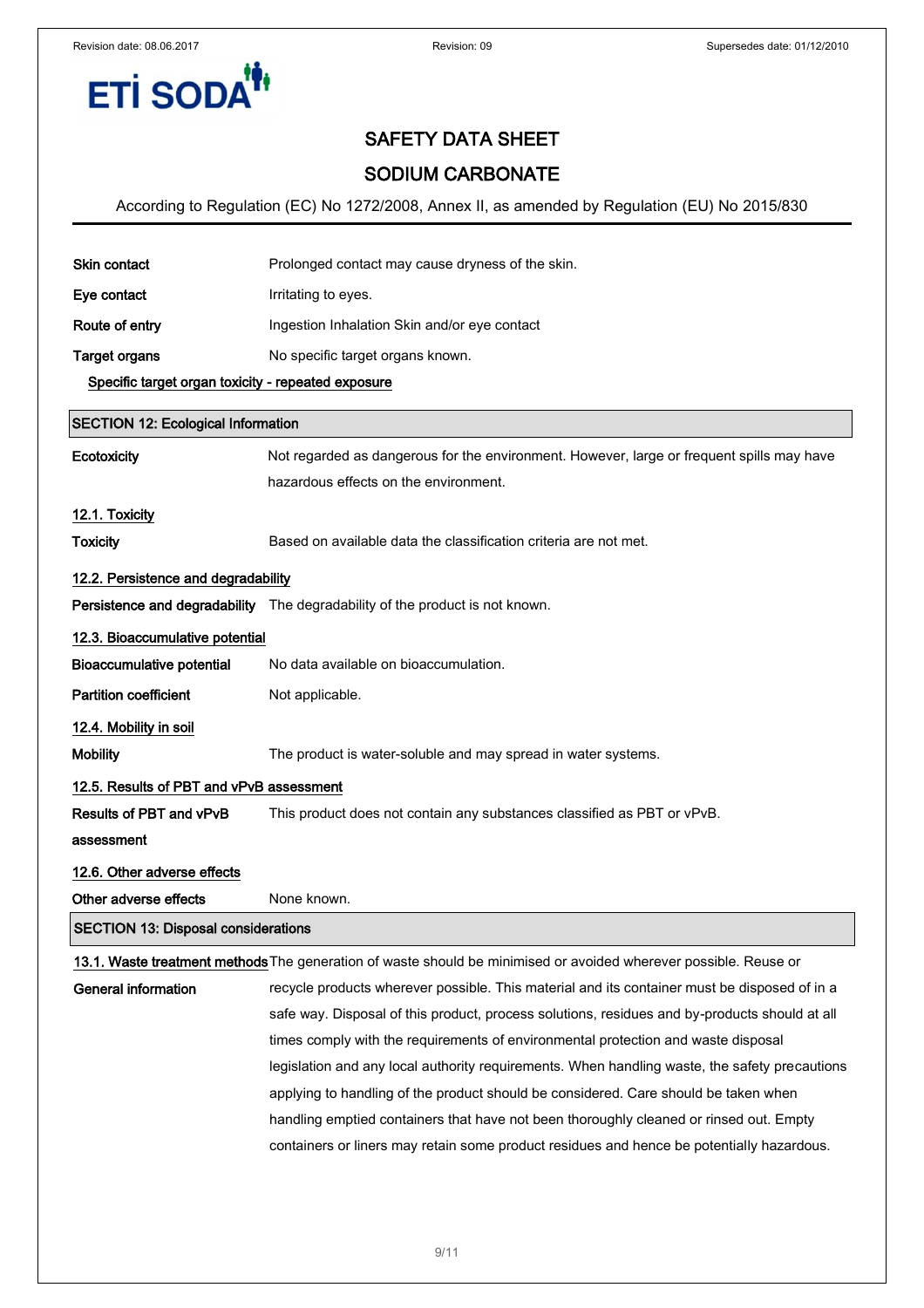| | |
|---|---|
| **Skin contact** | Prolonged contact may cause dryness of the skin. |
| **Eye contact** | Irritating to eyes. |
| **Route of entry** | Ingestion Inhalation Skin and/or eye contact |
| **Target organs** | No specific target organs known. |

**Specific target organ toxicity - repeated exposure**

## SECTION 12: Ecological Information

| | |
|---|---|
| **Ecotoxicity** | Not regarded as dangerous for the environment. However, large or frequent spills may have hazardous effects on the environment. |

### 12.1. Toxicity

| | |
|---|---|
| **Toxicity** | Based on available data the classification criteria are not met. |

### 12.2. Persistence and degradability

| | |
|---|---|
| **Persistence and degradability** | The degradability of the product is not known. |

### 12.3. Bioaccumulative potential

| | |
|---|---|
| **Bioaccumulative potential** | No data available on bioaccumulation. |
| **Partition coefficient** | Not applicable. |

### 12.4. Mobility in soil

| | |
|---|---|
| **Mobility** | The product is water-soluble and may spread in water systems. |

### 12.5. Results of PBT and vPvB assessment

| | |
|---|---|
| **Results of PBT and vPvB assessment** | This product does not contain any substances classified as PBT or vPvB. |

### 12.6. Other adverse effects

| | |
|---|---|
| **Other adverse effects** | None known. |

## SECTION 13: Disposal considerations

### 13.1. Waste treatment methods

| | |
|---|---|
| **General information** | The generation of waste should be minimised or avoided wherever possible. Reuse or recycle products wherever possible. This material and its container must be disposed of in a safe way. Disposal of this product, process solutions, residues and by-products should at all times comply with the requirements of environmental protection and waste disposal legislation and any local authority requirements. When handling waste, the safety precautions applying to handling of the product should be considered. Care should be taken when handling emptied containers that have not been thoroughly cleaned or rinsed out. Empty containers or liners may retain some product residues and hence be potentially hazardous. |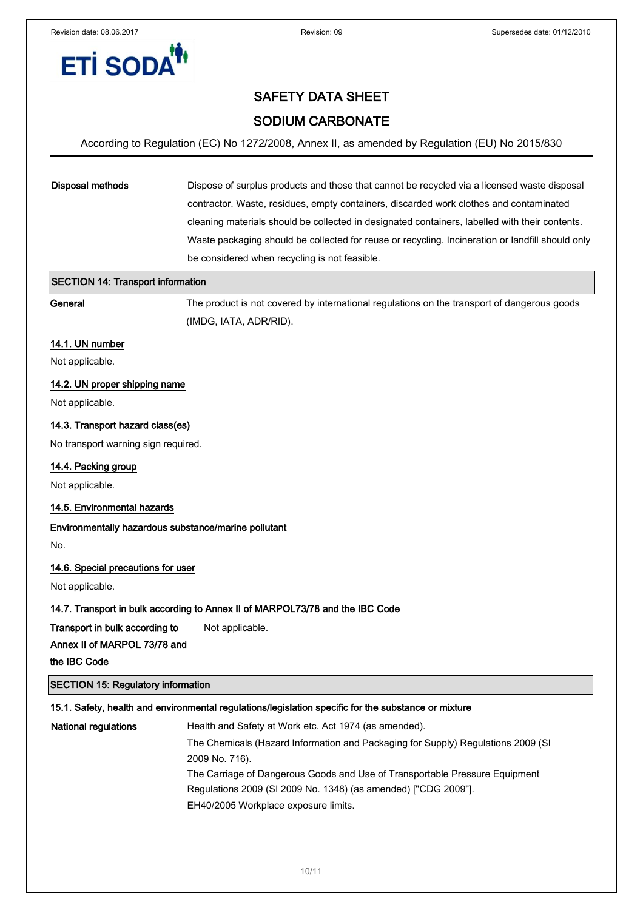**Disposal methods** Dispose of surplus products and those that cannot be recycled via a licensed waste disposal contractor. Waste, residues, empty containers, discarded work clothes and contaminated cleaning materials should be collected in designated containers, labelled with their contents. Waste packaging should be collected for reuse or recycling. Incineration or landfill should only be considered when recycling is not feasible.

## SECTION 14: Transport information

**General** The product is not covered by international regulations on the transport of dangerous goods (IMDG, IATA, ADR/RID).

### 14.1. UN number

Not applicable.

### 14.2. UN proper shipping name

Not applicable.

### 14.3. Transport hazard class(es)

No transport warning sign required.

### 14.4. Packing group

Not applicable.

### 14.5. Environmental hazards

**Environmentally hazardous substance/marine pollutant**

No.

### 14.6. Special precautions for user

Not applicable.

### 14.7. Transport in bulk according to Annex II of MARPOL73/78 and the IBC Code

**Transport in bulk according to Annex II of MARPOL 73/78 and the IBC Code** Not applicable.

## SECTION 15: Regulatory information

### 15.1. Safety, health and environmental regulations/legislation specific for the substance or mixture

**National regulations** Health and Safety at Work etc. Act 1974 (as amended).
The Chemicals (Hazard Information and Packaging for Supply) Regulations 2009 (SI 2009 No. 716).
The Carriage of Dangerous Goods and Use of Transportable Pressure Equipment Regulations 2009 (SI 2009 No. 1348) (as amended) ["CDG 2009"].
EH40/2005 Workplace exposure limits.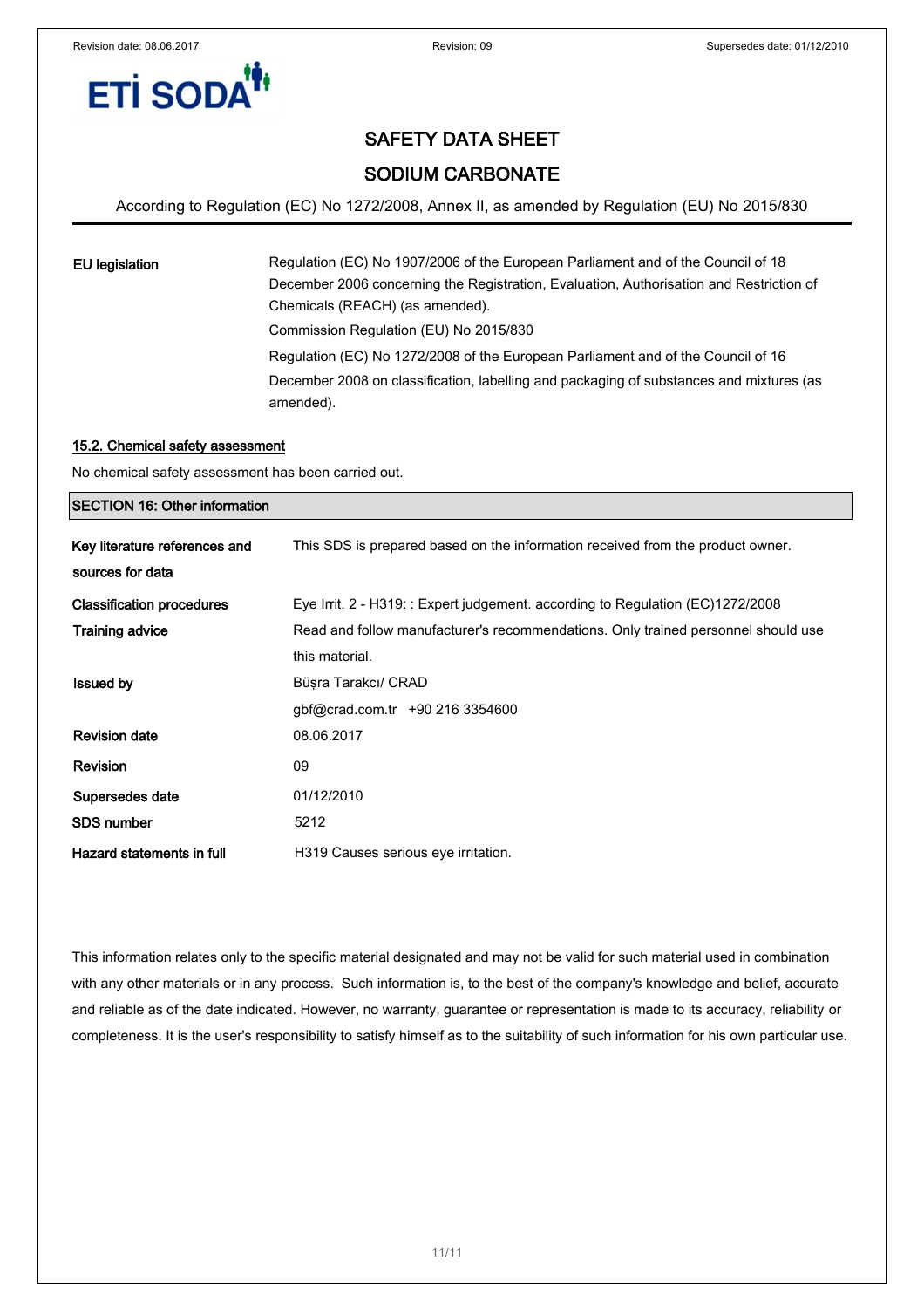# SAFETY DATA SHEET

# SODIUM CARBONATE

According to Regulation (EC) No 1272/2008, Annex II, as amended by Regulation (EU) No 2015/830

| | |
|---|---|
| **EU legislation** | Regulation (EC) No 1907/2006 of the European Parliament and of the Council of 18 December 2006 concerning the Registration, Evaluation, Authorisation and Restriction of Chemicals (REACH) (as amended).<br>Commission Regulation (EU) No 2015/830<br>Regulation (EC) No 1272/2008 of the European Parliament and of the Council of 16 December 2008 on classification, labelling and packaging of substances and mixtures (as amended). |

### 15.2. Chemical safety assessment

No chemical safety assessment has been carried out.

## SECTION 16: Other information

| | |
|---|---|
| **Key literature references and sources for data** | This SDS is prepared based on the information received from the product owner. |
| **Classification procedures** | Eye Irrit. 2 - H319: : Expert judgement. according to Regulation (EC)1272/2008 |
| **Training advice** | Read and follow manufacturer's recommendations. Only trained personnel should use this material. |
| **Issued by** | Büşra Tarakcı/ CRAD<br>gbf@crad.com.tr +90 216 3354600 |
| **Revision date** | 08.06.2017 |
| **Revision** | 09 |
| **Supersedes date** | 01/12/2010 |
| **SDS number** | 5212 |
| **Hazard statements in full** | H319 Causes serious eye irritation. |

This information relates only to the specific material designated and may not be valid for such material used in combination with any other materials or in any process. Such information is, to the best of the company's knowledge and belief, accurate and reliable as of the date indicated. However, no warranty, guarantee or representation is made to its accuracy, reliability or completeness. It is the user's responsibility to satisfy himself as to the suitability of such information for his own particular use.